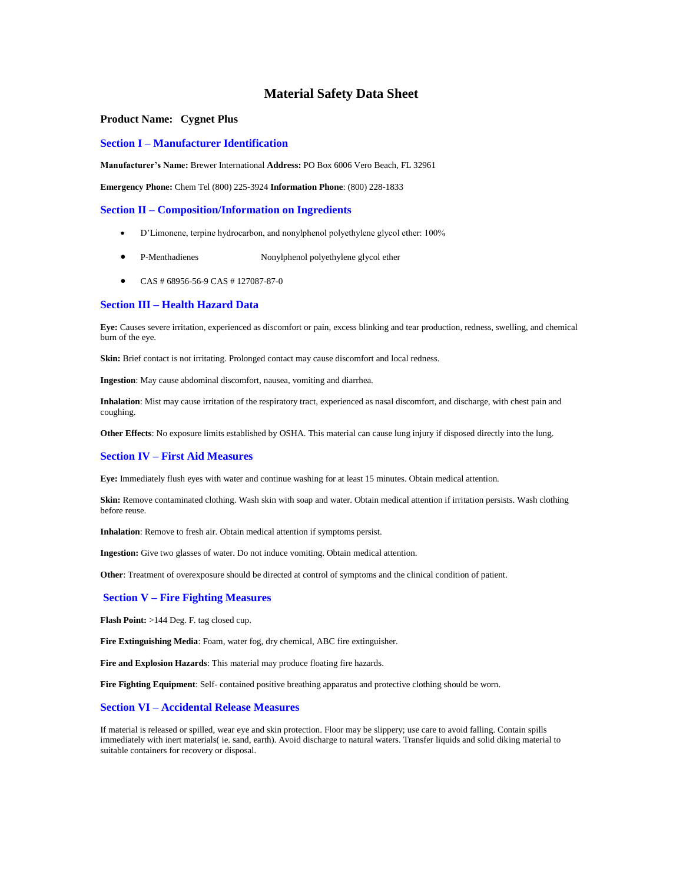# Material Safety Data Sheet

**Product Name: Cygnet Plus**

## Section I – Manufacturer Identification

**Manufacturer's Name:** Brewer International **Address:** PO Box 6006 Vero Beach, FL 32961

**Emergency Phone:** Chem Tel (800) 225-3924 **Information Phone**: (800) 228-1833

## Section II – Composition/Information on Ingredients

- D'Limonene, terpine hydrocarbon, and nonylphenol polyethylene glycol ether: 100%
- P-Menthadienes Nonylphenol polyethylene glycol ether
- CAS # 68956-56-9 CAS # 127087-87-0

## Section III – Health Hazard Data

**Eye:** Causes severe irritation, experienced as discomfort or pain, excess blinking and tear production, redness, swelling, and chemical burn of the eye.

**Skin:** Brief contact is not irritating. Prolonged contact may cause discomfort and local redness.

**Ingestion**: May cause abdominal discomfort, nausea, vomiting and diarrhea.

**Inhalation**: Mist may cause irritation of the respiratory tract, experienced as nasal discomfort, and discharge, with chest pain and coughing.

**Other Effects**: No exposure limits established by OSHA. This material can cause lung injury if disposed directly into the lung.

## Section IV – First Aid Measures

**Eye:** Immediately flush eyes with water and continue washing for at least 15 minutes. Obtain medical attention.

**Skin:** Remove contaminated clothing. Wash skin with soap and water. Obtain medical attention if irritation persists. Wash clothing before reuse.

**Inhalation**: Remove to fresh air. Obtain medical attention if symptoms persist.

**Ingestion:** Give two glasses of water. Do not induce vomiting. Obtain medical attention.

**Other**: Treatment of overexposure should be directed at control of symptoms and the clinical condition of patient.

## Section V – Fire Fighting Measures

**Flash Point:** >144 Deg. F. tag closed cup.

**Fire Extinguishing Media**: Foam, water fog, dry chemical, ABC fire extinguisher.

**Fire and Explosion Hazards**: This material may produce floating fire hazards.

**Fire Fighting Equipment**: Self- contained positive breathing apparatus and protective clothing should be worn.

## Section VI – Accidental Release Measures

If material is released or spilled, wear eye and skin protection. Floor may be slippery; use care to avoid falling. Contain spills immediately with inert materials( ie. sand, earth). Avoid discharge to natural waters. Transfer liquids and solid diking material to suitable containers for recovery or disposal.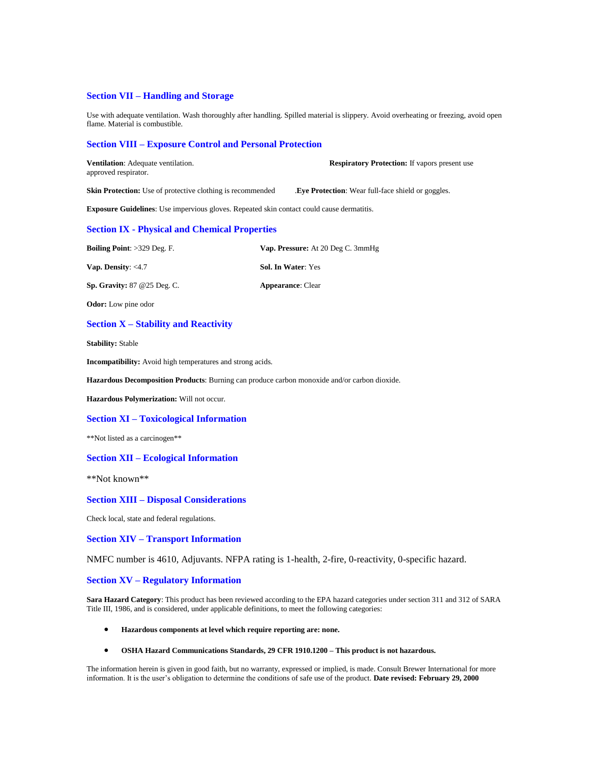## Section VII – Handling and Storage

Use with adequate ventilation. Wash thoroughly after handling. Spilled material is slippery. Avoid overheating or freezing, avoid open flame. Material is combustible.

## Section VIII – Exposure Control and Personal Protection

**Ventilation**: Adequate ventilation.

**Respiratory Protection:** If vapors present use approved respirator.

**Skin Protection:** Use of protective clothing is recommended

.**Eye Protection**: Wear full-face shield or goggles.

**Exposure Guidelines**: Use impervious gloves. Repeated skin contact could cause dermatitis.

## Section IX - Physical and Chemical Properties

**Boiling Point**: >329 Deg. F.

**Vap. Pressure:** At 20 Deg C. 3mmHg

**Vap. Density**: <4.7

**Sol. In Water**: Yes

**Sp. Gravity:** 87 @25 Deg. C.

**Appearance**: Clear

**Odor:** Low pine odor

## Section X – Stability and Reactivity

**Stability:** Stable

**Incompatibility:** Avoid high temperatures and strong acids.

**Hazardous Decomposition Products**: Burning can produce carbon monoxide and/or carbon dioxide.

**Hazardous Polymerization:** Will not occur.

## Section XI – Toxicological Information

**Not listed as a carcinogen**

## Section XII – Ecological Information

**Not known**

## Section XIII – Disposal Considerations

Check local, state and federal regulations.

## Section XIV – Transport Information

NMFC number is 4610, Adjuvants. NFPA rating is 1-health, 2-fire, 0-reactivity, 0-specific hazard.

## Section XV – Regulatory Information

**Sara Hazard Category**: This product has been reviewed according to the EPA hazard categories under section 311 and 312 of SARA Title III, 1986, and is considered, under applicable definitions, to meet the following categories:

- **Hazardous components at level which require reporting are: none.**
- **OSHA Hazard Communications Standards, 29 CFR 1910.1200 – This product is not hazardous.**

The information herein is given in good faith, but no warranty, expressed or implied, is made. Consult Brewer International for more information. It is the user's obligation to determine the conditions of safe use of the product. **Date revised: February 29, 2000**